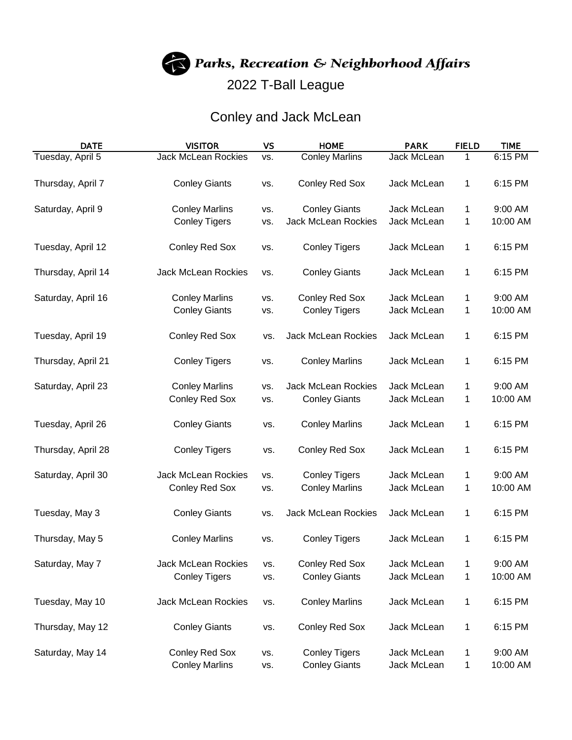# Parks, Recreation & Neighborhood Affairs

## 2022 T-Ball League

## Conley and Jack McLean

| DATE | VISITOR | VS | HOME | PARK | FIELD | TIME |
|---|---|---|---|---|---|---|
| Tuesday, April 5 | Jack McLean Rockies | vs. | Conley Marlins | Jack McLean | 1 | 6:15 PM |
| Thursday, April 7 | Conley Giants | vs. | Conley Red Sox | Jack McLean | 1 | 6:15 PM |
| Saturday, April 9 | Conley Marlins | vs. | Conley Giants | Jack McLean | 1 | 9:00 AM |
| | Conley Tigers | vs. | Jack McLean Rockies | Jack McLean | 1 | 10:00 AM |
| Tuesday, April 12 | Conley Red Sox | vs. | Conley Tigers | Jack McLean | 1 | 6:15 PM |
| Thursday, April 14 | Jack McLean Rockies | vs. | Conley Giants | Jack McLean | 1 | 6:15 PM |
| Saturday, April 16 | Conley Marlins | vs. | Conley Red Sox | Jack McLean | 1 | 9:00 AM |
| | Conley Giants | vs. | Conley Tigers | Jack McLean | 1 | 10:00 AM |
| Tuesday, April 19 | Conley Red Sox | vs. | Jack McLean Rockies | Jack McLean | 1 | 6:15 PM |
| Thursday, April 21 | Conley Tigers | vs. | Conley Marlins | Jack McLean | 1 | 6:15 PM |
| Saturday, April 23 | Conley Marlins | vs. | Jack McLean Rockies | Jack McLean | 1 | 9:00 AM |
| | Conley Red Sox | vs. | Conley Giants | Jack McLean | 1 | 10:00 AM |
| Tuesday, April 26 | Conley Giants | vs. | Conley Marlins | Jack McLean | 1 | 6:15 PM |
| Thursday, April 28 | Conley Tigers | vs. | Conley Red Sox | Jack McLean | 1 | 6:15 PM |
| Saturday, April 30 | Jack McLean Rockies | vs. | Conley Tigers | Jack McLean | 1 | 9:00 AM |
| | Conley Red Sox | vs. | Conley Marlins | Jack McLean | 1 | 10:00 AM |
| Tuesday, May 3 | Conley Giants | vs. | Jack McLean Rockies | Jack McLean | 1 | 6:15 PM |
| Thursday, May 5 | Conley Marlins | vs. | Conley Tigers | Jack McLean | 1 | 6:15 PM |
| Saturday, May 7 | Jack McLean Rockies | vs. | Conley Red Sox | Jack McLean | 1 | 9:00 AM |
| | Conley Tigers | vs. | Conley Giants | Jack McLean | 1 | 10:00 AM |
| Tuesday, May 10 | Jack McLean Rockies | vs. | Conley Marlins | Jack McLean | 1 | 6:15 PM |
| Thursday, May 12 | Conley Giants | vs. | Conley Red Sox | Jack McLean | 1 | 6:15 PM |
| Saturday, May 14 | Conley Red Sox | vs. | Conley Tigers | Jack McLean | 1 | 9:00 AM |
| | Conley Marlins | vs. | Conley Giants | Jack McLean | 1 | 10:00 AM |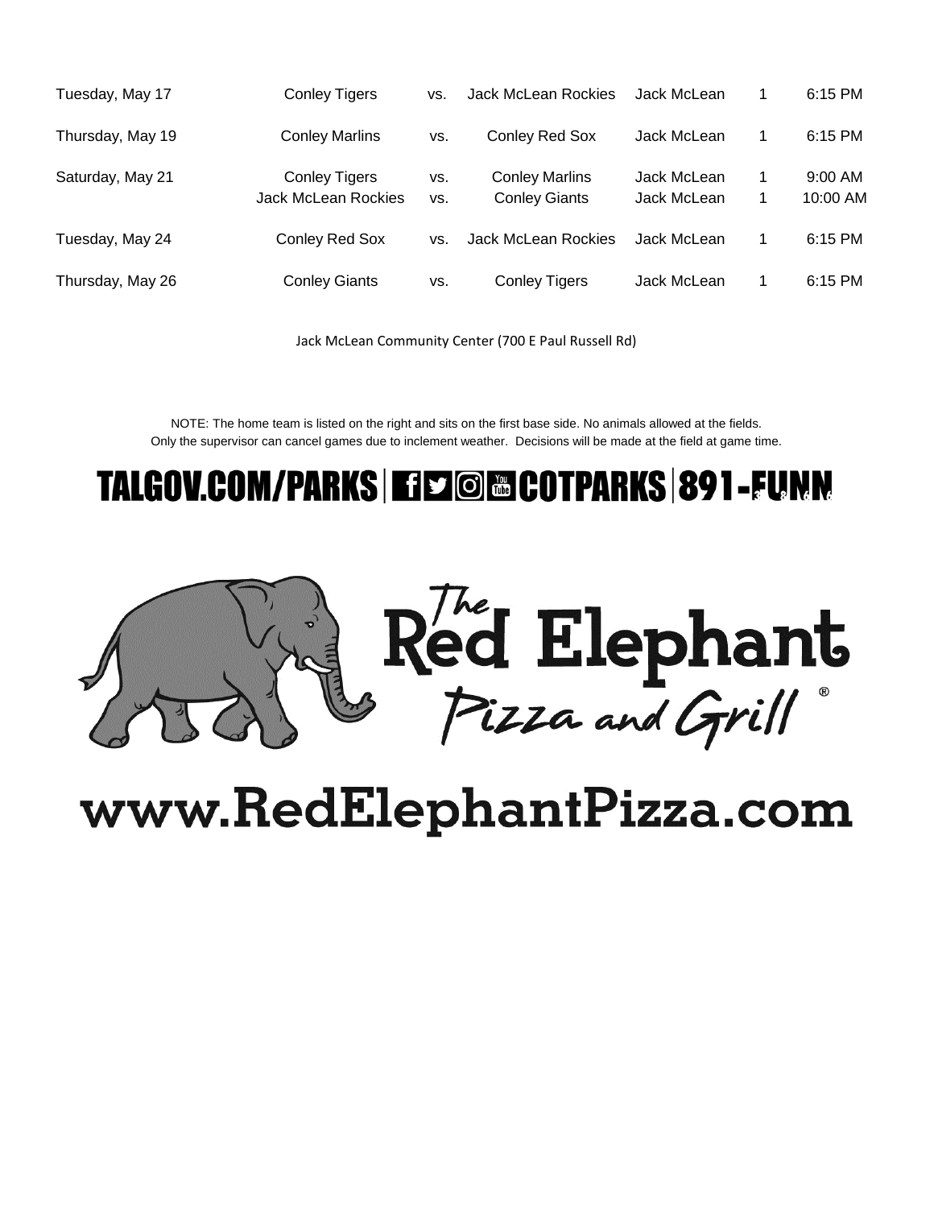| | | | | | | |
|---|---|---|---|---|---|---|
| Tuesday, May 17 | Conley Tigers | vs. | Jack McLean Rockies | Jack McLean | 1 | 6:15 PM |
| Thursday, May 19 | Conley Marlins | vs. | Conley Red Sox | Jack McLean | 1 | 6:15 PM |
| Saturday, May 21 | Conley Tigers | vs. | Conley Marlins | Jack McLean | 1 | 9:00 AM |
| | Jack McLean Rockies | vs. | Conley Giants | Jack McLean | 1 | 10:00 AM |
| Tuesday, May 24 | Conley Red Sox | vs. | Jack McLean Rockies | Jack McLean | 1 | 6:15 PM |
| Thursday, May 26 | Conley Giants | vs. | Conley Tigers | Jack McLean | 1 | 6:15 PM |

Jack McLean Community Center (700 E Paul Russell Rd)

NOTE: The home team is listed on the right and sits on the first base side. No animals allowed at the fields.
Only the supervisor can cancel games due to inclement weather. Decisions will be made at the field at game time.

TALGOV.COM/PARKS | COTPARKS | 891-FUNN

The Red Elephant Pizza and Grill®

www.RedElephantPizza.com